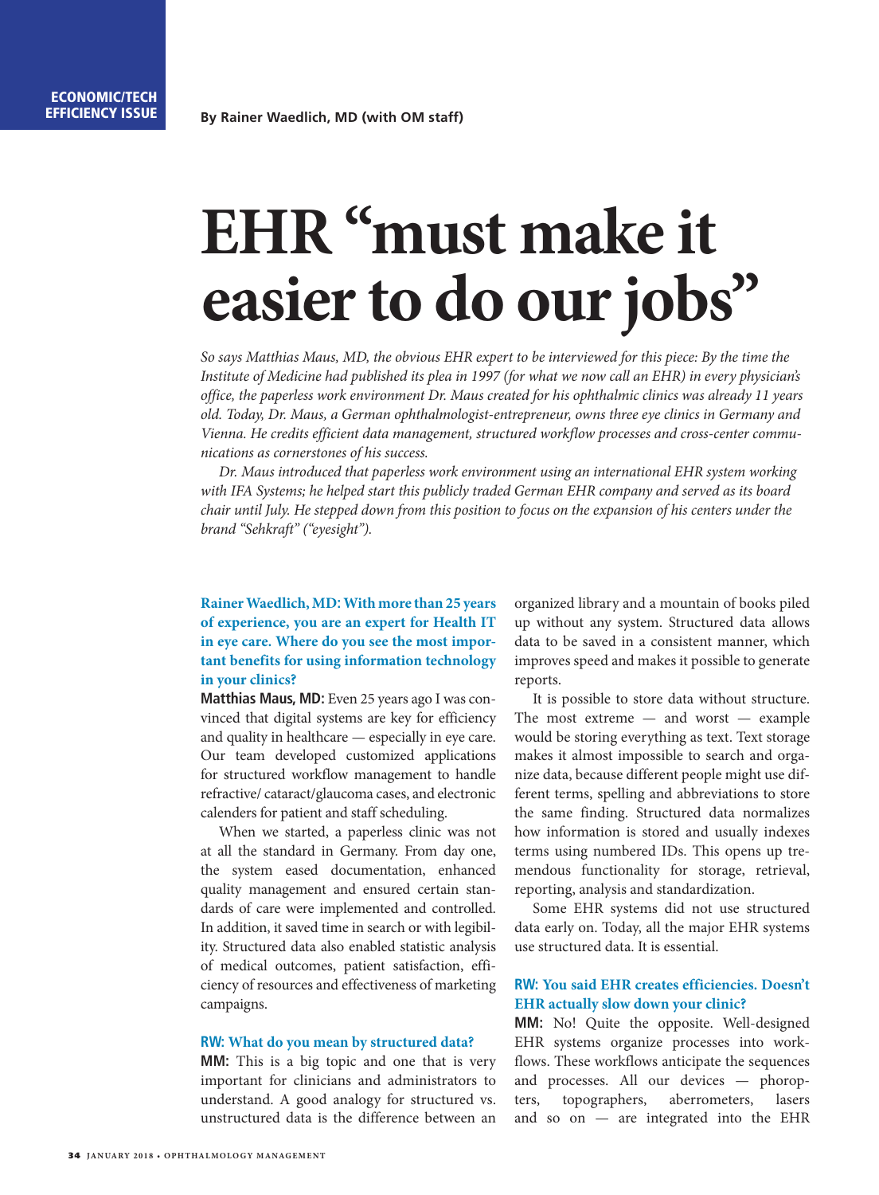ECONOMIC/TECH EFFICIENCY ISSUE

By Rainer Waedlich, MD (with OM staff)

# EHR "must make it easier to do our jobs"

*So says Matthias Maus, MD, the obvious EHR expert to be interviewed for this piece: By the time the Institute of Medicine had published its plea in 1997 (for what we now call an EHR) in every physician's office, the paperless work environment Dr. Maus created for his ophthalmic clinics was already 11 years old. Today, Dr. Maus, a German ophthalmologist-entrepreneur, owns three eye clinics in Germany and Vienna. He credits efficient data management, structured workflow processes and cross-center communications as cornerstones of his success.*

*Dr. Maus introduced that paperless work environment using an international EHR system working with IFA Systems; he helped start this publicly traded German EHR company and served as its board chair until July. He stepped down from this position to focus on the expansion of his centers under the brand "Sehkraft" ("eyesight").*

**Rainer Waedlich, MD: With more than 25 years of experience, you are an expert for Health IT in eye care. Where do you see the most important benefits for using information technology in your clinics?**

**Matthias Maus, MD:** Even 25 years ago I was convinced that digital systems are key for efficiency and quality in healthcare — especially in eye care. Our team developed customized applications for structured workflow management to handle refractive/ cataract/glaucoma cases, and electronic calenders for patient and staff scheduling.

When we started, a paperless clinic was not at all the standard in Germany. From day one, the system eased documentation, enhanced quality management and ensured certain standards of care were implemented and controlled. In addition, it saved time in search or with legibility. Structured data also enabled statistic analysis of medical outcomes, patient satisfaction, efficiency of resources and effectiveness of marketing campaigns.

**RW: What do you mean by structured data?**

**MM:** This is a big topic and one that is very important for clinicians and administrators to understand. A good analogy for structured vs. unstructured data is the difference between an organized library and a mountain of books piled up without any system. Structured data allows data to be saved in a consistent manner, which improves speed and makes it possible to generate reports.

It is possible to store data without structure. The most extreme — and worst — example would be storing everything as text. Text storage makes it almost impossible to search and organize data, because different people might use different terms, spelling and abbreviations to store the same finding. Structured data normalizes how information is stored and usually indexes terms using numbered IDs. This opens up tremendous functionality for storage, retrieval, reporting, analysis and standardization.

Some EHR systems did not use structured data early on. Today, all the major EHR systems use structured data. It is essential.

**RW: You said EHR creates efficiencies. Doesn't EHR actually slow down your clinic?**

**MM:** No! Quite the opposite. Well-designed EHR systems organize processes into workflows. These workflows anticipate the sequences and processes. All our devices — phoropters, topographers, aberrometers, lasers and so on — are integrated into the EHR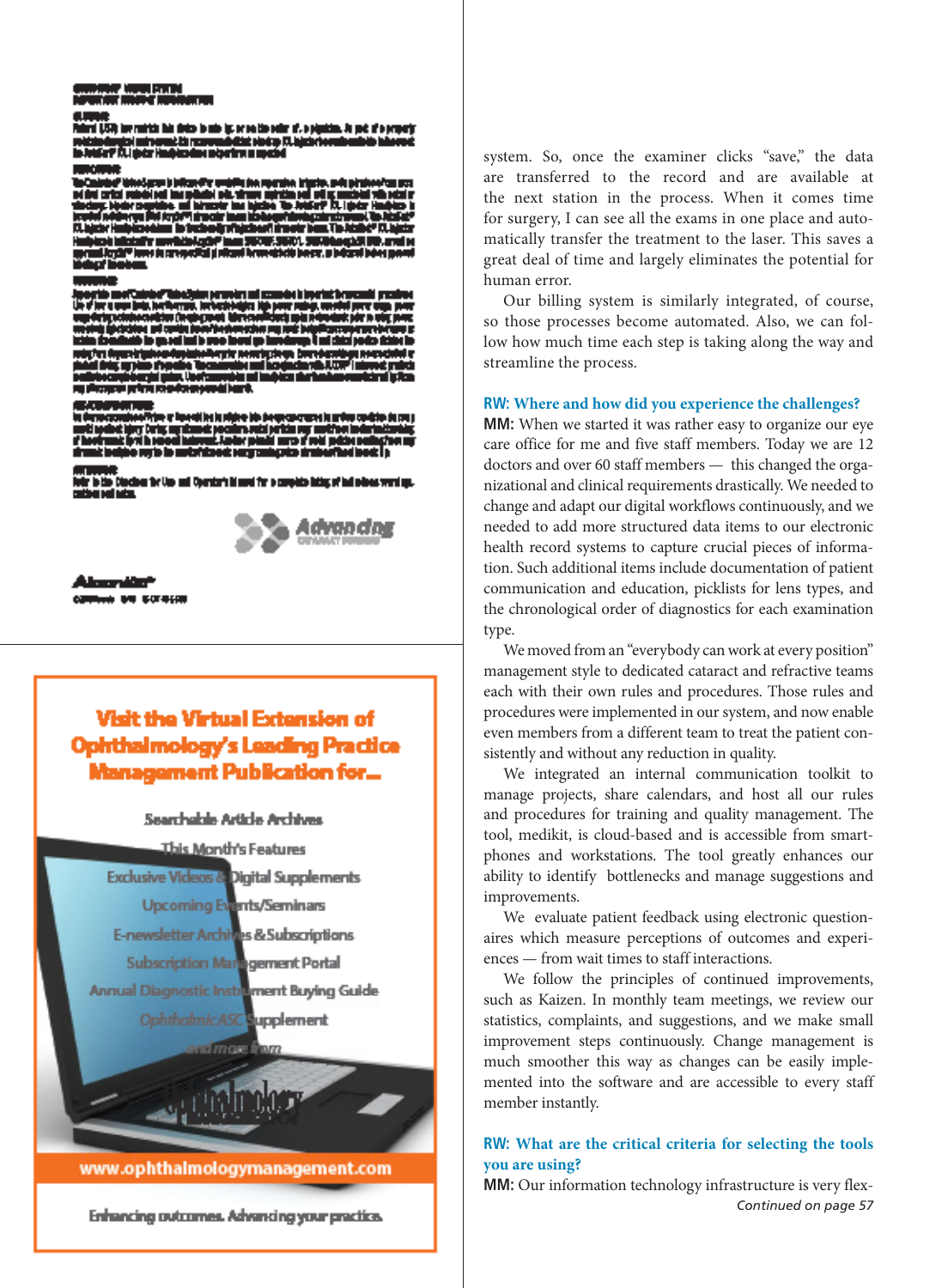system. So, once the examiner clicks "save," the data are transferred to the record and are available at the next station in the process. When it comes time for surgery, I can see all the exams in one place and automatically transfer the treatment to the laser. This saves a great deal of time and largely eliminates the potential for human error.

Our billing system is similarly integrated, of course, so those processes become automated. Also, we can follow how much time each step is taking along the way and streamline the process.

**RW: Where and how did you experience the challenges?**

**MM:** When we started it was rather easy to organize our eye care office for me and five staff members. Today we are 12 doctors and over 60 staff members — this changed the organizational and clinical requirements drastically. We needed to change and adapt our digital workflows continuously, and we needed to add more structured data items to our electronic health record systems to capture crucial pieces of information. Such additional items include documentation of patient communication and education, picklists for lens types, and the chronological order of diagnostics for each examination type.

We moved from an "everybody can work at every position" management style to dedicated cataract and refractive teams each with their own rules and procedures. Those rules and procedures were implemented in our system, and now enable even members from a different team to treat the patient consistently and without any reduction in quality.

We integrated an internal communication toolkit to manage projects, share calendars, and host all our rules and procedures for training and quality management. The tool, medikit, is cloud-based and is accessible from smartphones and workstations. The tool greatly enhances our ability to identify bottlenecks and manage suggestions and improvements.

We evaluate patient feedback using electronic questionnaires which measure perceptions of outcomes and experiences — from wait times to staff interactions.

We follow the principles of continued improvements, such as Kaizen. In monthly team meetings, we review our statistics, complaints, and suggestions, and we make small improvement steps continuously. Change management is much smoother this way as changes can be easily implemented into the software and are accessible to every staff member instantly.

**RW: What are the critical criteria for selecting the tools you are using?**

**MM:** Our information technology infrastructure is very flex-

*Continued on page 57*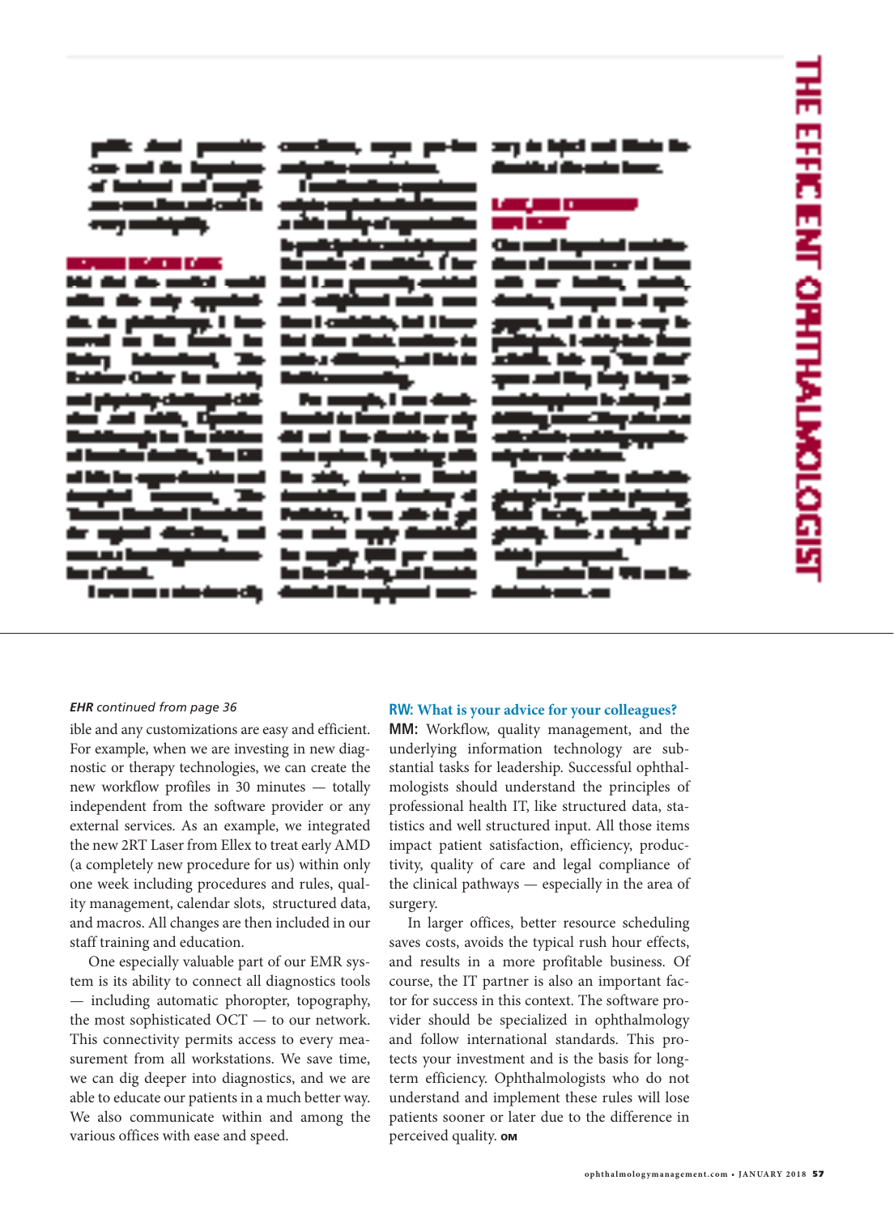*EHR continued from page 36*

ible and any customizations are easy and efficient. For example, when we are investing in new diagnostic or therapy technologies, we can create the new workflow profiles in 30 minutes — totally independent from the software provider or any external services. As an example, we integrated the new 2RT Laser from Ellex to treat early AMD (a completely new procedure for us) within only one week including procedures and rules, quality management, calendar slots, structured data, and macros. All changes are then included in our staff training and education.

One especially valuable part of our EMR system is its ability to connect all diagnostics tools — including automatic phoropter, topography, the most sophisticated OCT — to our network. This connectivity permits access to every measurement from all workstations. We save time, we can dig deeper into diagnostics, and we are able to educate our patients in a much better way. We also communicate within and among the various offices with ease and speed.

**RW: What is your advice for your colleagues?**

**MM:** Workflow, quality management, and the underlying information technology are substantial tasks for leadership. Successful ophthalmologists should understand the principles of professional health IT, like structured data, statistics and well structured input. All those items impact patient satisfaction, efficiency, productivity, quality of care and legal compliance of the clinical pathways — especially in the area of surgery.

In larger offices, better resource scheduling saves costs, avoids the typical rush hour effects, and results in a more profitable business. Of course, the IT partner is also an important factor for success in this context. The software provider should be specialized in ophthalmology and follow international standards. This protects your investment and is the basis for long-term efficiency. Ophthalmologists who do not understand and implement these rules will lose patients sooner or later due to the difference in perceived quality. **OM**